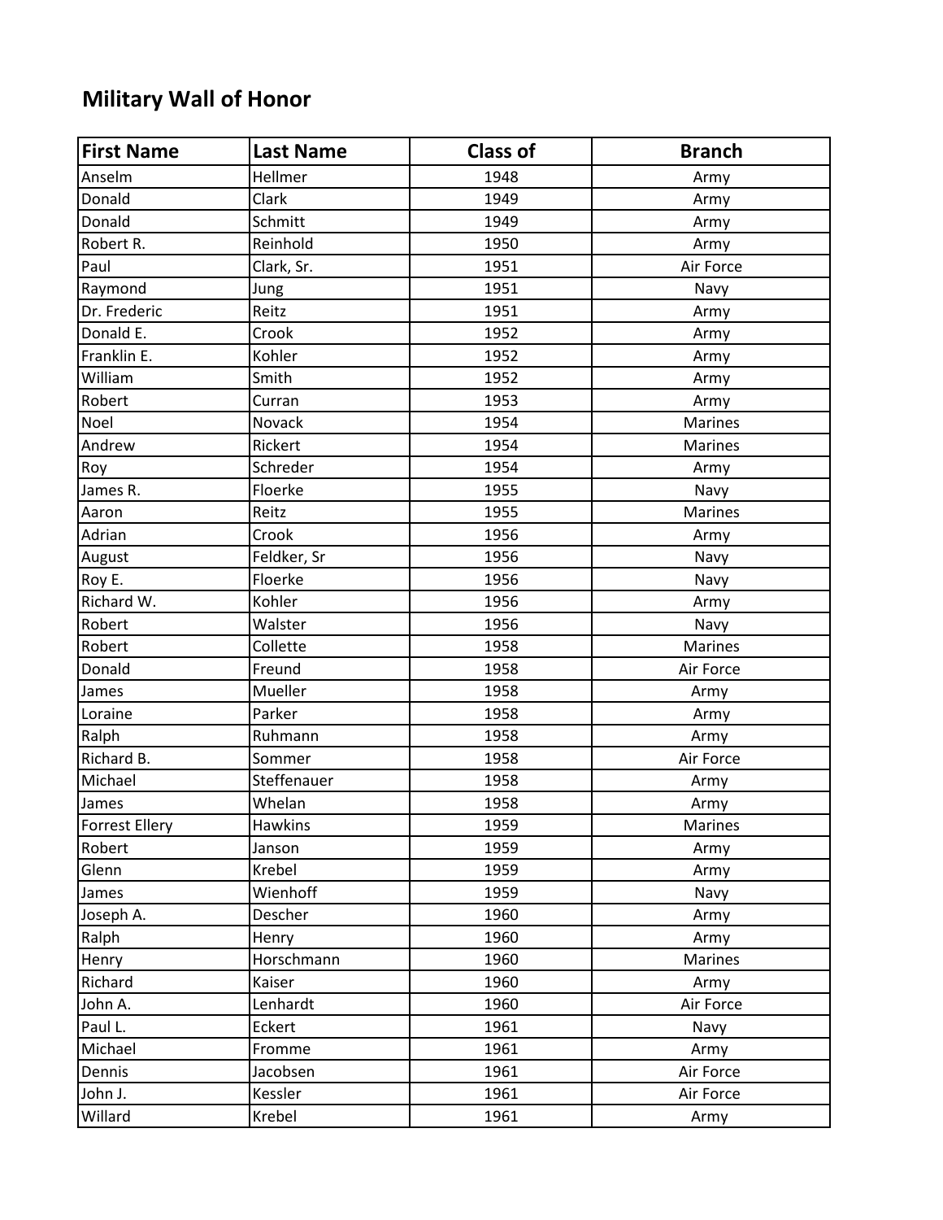# Military Wall of Honor

| First Name | Last Name | Class of | Branch |
|---|---|---|---|
| Anselm | Hellmer | 1948 | Army |
| Donald | Clark | 1949 | Army |
| Donald | Schmitt | 1949 | Army |
| Robert R. | Reinhold | 1950 | Army |
| Paul | Clark, Sr. | 1951 | Air Force |
| Raymond | Jung | 1951 | Navy |
| Dr. Frederic | Reitz | 1951 | Army |
| Donald E. | Crook | 1952 | Army |
| Franklin E. | Kohler | 1952 | Army |
| William | Smith | 1952 | Army |
| Robert | Curran | 1953 | Army |
| Noel | Novack | 1954 | Marines |
| Andrew | Rickert | 1954 | Marines |
| Roy | Schreder | 1954 | Army |
| James R. | Floerke | 1955 | Navy |
| Aaron | Reitz | 1955 | Marines |
| Adrian | Crook | 1956 | Army |
| August | Feldker, Sr | 1956 | Navy |
| Roy E. | Floerke | 1956 | Navy |
| Richard W. | Kohler | 1956 | Army |
| Robert | Walster | 1956 | Navy |
| Robert | Collette | 1958 | Marines |
| Donald | Freund | 1958 | Air Force |
| James | Mueller | 1958 | Army |
| Loraine | Parker | 1958 | Army |
| Ralph | Ruhmann | 1958 | Army |
| Richard B. | Sommer | 1958 | Air Force |
| Michael | Steffenauer | 1958 | Army |
| James | Whelan | 1958 | Army |
| Forrest Ellery | Hawkins | 1959 | Marines |
| Robert | Janson | 1959 | Army |
| Glenn | Krebel | 1959 | Army |
| James | Wienhoff | 1959 | Navy |
| Joseph A. | Descher | 1960 | Army |
| Ralph | Henry | 1960 | Army |
| Henry | Horschmann | 1960 | Marines |
| Richard | Kaiser | 1960 | Army |
| John A. | Lenhardt | 1960 | Air Force |
| Paul L. | Eckert | 1961 | Navy |
| Michael | Fromme | 1961 | Army |
| Dennis | Jacobsen | 1961 | Air Force |
| John J. | Kessler | 1961 | Air Force |
| Willard | Krebel | 1961 | Army |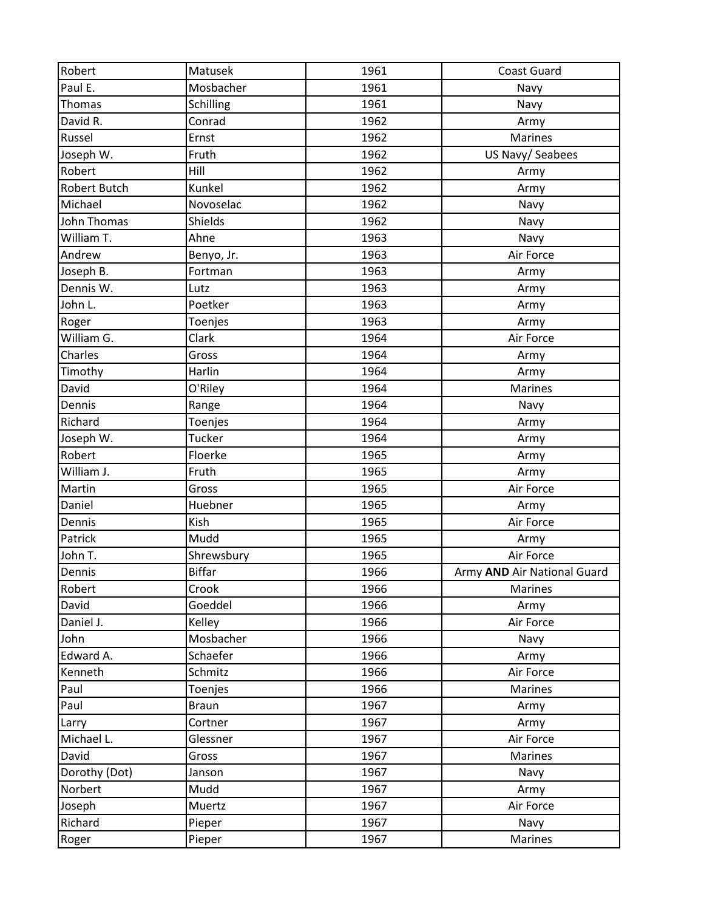| Robert | Matusek | 1961 | Coast Guard |
|---|---|---|---|
| Paul E. | Mosbacher | 1961 | Navy |
| Thomas | Schilling | 1961 | Navy |
| David R. | Conrad | 1962 | Army |
| Russel | Ernst | 1962 | Marines |
| Joseph W. | Fruth | 1962 | US Navy/ Seabees |
| Robert | Hill | 1962 | Army |
| Robert Butch | Kunkel | 1962 | Army |
| Michael | Novoselac | 1962 | Navy |
| John Thomas | Shields | 1962 | Navy |
| William T. | Ahne | 1963 | Navy |
| Andrew | Benyo, Jr. | 1963 | Air Force |
| Joseph B. | Fortman | 1963 | Army |
| Dennis W. | Lutz | 1963 | Army |
| John L. | Poetker | 1963 | Army |
| Roger | Toenjes | 1963 | Army |
| William G. | Clark | 1964 | Air Force |
| Charles | Gross | 1964 | Army |
| Timothy | Harlin | 1964 | Army |
| David | O'Riley | 1964 | Marines |
| Dennis | Range | 1964 | Navy |
| Richard | Toenjes | 1964 | Army |
| Joseph W. | Tucker | 1964 | Army |
| Robert | Floerke | 1965 | Army |
| William J. | Fruth | 1965 | Army |
| Martin | Gross | 1965 | Air Force |
| Daniel | Huebner | 1965 | Army |
| Dennis | Kish | 1965 | Air Force |
| Patrick | Mudd | 1965 | Army |
| John T. | Shrewsbury | 1965 | Air Force |
| Dennis | Biffar | 1966 | Army **AND** Air National Guard |
| Robert | Crook | 1966 | Marines |
| David | Goeddel | 1966 | Army |
| Daniel J. | Kelley | 1966 | Air Force |
| John | Mosbacher | 1966 | Navy |
| Edward A. | Schaefer | 1966 | Army |
| Kenneth | Schmitz | 1966 | Air Force |
| Paul | Toenjes | 1966 | Marines |
| Paul | Braun | 1967 | Army |
| Larry | Cortner | 1967 | Army |
| Michael L. | Glessner | 1967 | Air Force |
| David | Gross | 1967 | Marines |
| Dorothy (Dot) | Janson | 1967 | Navy |
| Norbert | Mudd | 1967 | Army |
| Joseph | Muertz | 1967 | Air Force |
| Richard | Pieper | 1967 | Navy |
| Roger | Pieper | 1967 | Marines |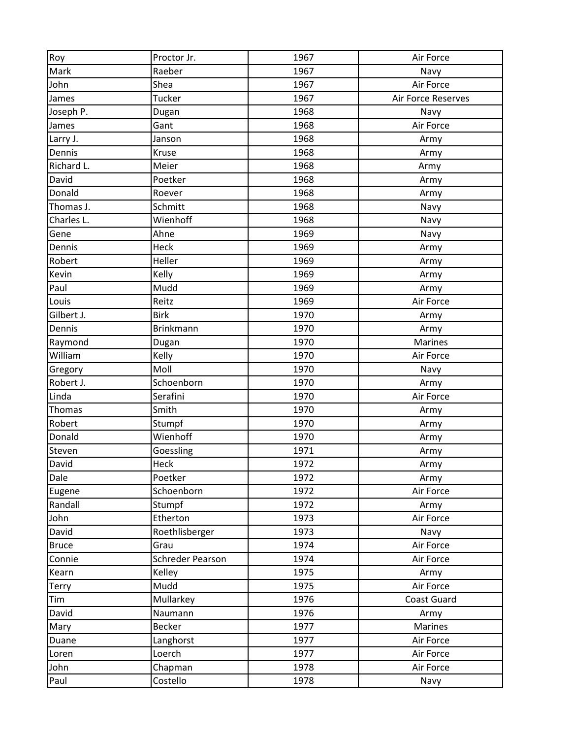| Roy | Proctor Jr. | 1967 | Air Force |
|---|---|---|---|
| Mark | Raeber | 1967 | Navy |
| John | Shea | 1967 | Air Force |
| James | Tucker | 1967 | Air Force Reserves |
| Joseph P. | Dugan | 1968 | Navy |
| James | Gant | 1968 | Air Force |
| Larry J. | Janson | 1968 | Army |
| Dennis | Kruse | 1968 | Army |
| Richard L. | Meier | 1968 | Army |
| David | Poetker | 1968 | Army |
| Donald | Roever | 1968 | Army |
| Thomas J. | Schmitt | 1968 | Navy |
| Charles L. | Wienhoff | 1968 | Navy |
| Gene | Ahne | 1969 | Navy |
| Dennis | Heck | 1969 | Army |
| Robert | Heller | 1969 | Army |
| Kevin | Kelly | 1969 | Army |
| Paul | Mudd | 1969 | Army |
| Louis | Reitz | 1969 | Air Force |
| Gilbert J. | Birk | 1970 | Army |
| Dennis | Brinkmann | 1970 | Army |
| Raymond | Dugan | 1970 | Marines |
| William | Kelly | 1970 | Air Force |
| Gregory | Moll | 1970 | Navy |
| Robert J. | Schoenborn | 1970 | Army |
| Linda | Serafini | 1970 | Air Force |
| Thomas | Smith | 1970 | Army |
| Robert | Stumpf | 1970 | Army |
| Donald | Wienhoff | 1970 | Army |
| Steven | Goessling | 1971 | Army |
| David | Heck | 1972 | Army |
| Dale | Poetker | 1972 | Army |
| Eugene | Schoenborn | 1972 | Air Force |
| Randall | Stumpf | 1972 | Army |
| John | Etherton | 1973 | Air Force |
| David | Roethlisberger | 1973 | Navy |
| Bruce | Grau | 1974 | Air Force |
| Connie | Schreder Pearson | 1974 | Air Force |
| Kearn | Kelley | 1975 | Army |
| Terry | Mudd | 1975 | Air Force |
| Tim | Mullarkey | 1976 | Coast Guard |
| David | Naumann | 1976 | Army |
| Mary | Becker | 1977 | Marines |
| Duane | Langhorst | 1977 | Air Force |
| Loren | Loerch | 1977 | Air Force |
| John | Chapman | 1978 | Air Force |
| Paul | Costello | 1978 | Navy |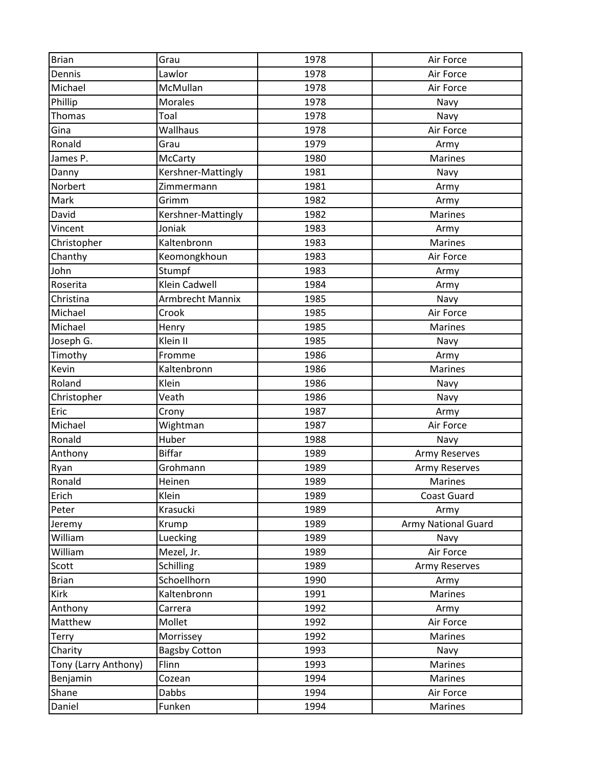| | | | |
|---|---|---|---|
| Brian | Grau | 1978 | Air Force |
| Dennis | Lawlor | 1978 | Air Force |
| Michael | McMullan | 1978 | Air Force |
| Phillip | Morales | 1978 | Navy |
| Thomas | Toal | 1978 | Navy |
| Gina | Wallhaus | 1978 | Air Force |
| Ronald | Grau | 1979 | Army |
| James P. | McCarty | 1980 | Marines |
| Danny | Kershner-Mattingly | 1981 | Navy |
| Norbert | Zimmermann | 1981 | Army |
| Mark | Grimm | 1982 | Army |
| David | Kershner-Mattingly | 1982 | Marines |
| Vincent | Joniak | 1983 | Army |
| Christopher | Kaltenbronn | 1983 | Marines |
| Chanthy | Keomongkhoun | 1983 | Air Force |
| John | Stumpf | 1983 | Army |
| Roserita | Klein Cadwell | 1984 | Army |
| Christina | Armbrecht Mannix | 1985 | Navy |
| Michael | Crook | 1985 | Air Force |
| Michael | Henry | 1985 | Marines |
| Joseph G. | Klein II | 1985 | Navy |
| Timothy | Fromme | 1986 | Army |
| Kevin | Kaltenbronn | 1986 | Marines |
| Roland | Klein | 1986 | Navy |
| Christopher | Veath | 1986 | Navy |
| Eric | Crony | 1987 | Army |
| Michael | Wightman | 1987 | Air Force |
| Ronald | Huber | 1988 | Navy |
| Anthony | Biffar | 1989 | Army Reserves |
| Ryan | Grohmann | 1989 | Army Reserves |
| Ronald | Heinen | 1989 | Marines |
| Erich | Klein | 1989 | Coast Guard |
| Peter | Krasucki | 1989 | Army |
| Jeremy | Krump | 1989 | Army National Guard |
| William | Luecking | 1989 | Navy |
| William | Mezel, Jr. | 1989 | Air Force |
| Scott | Schilling | 1989 | Army Reserves |
| Brian | Schoellhorn | 1990 | Army |
| Kirk | Kaltenbronn | 1991 | Marines |
| Anthony | Carrera | 1992 | Army |
| Matthew | Mollet | 1992 | Air Force |
| Terry | Morrissey | 1992 | Marines |
| Charity | Bagsby Cotton | 1993 | Navy |
| Tony (Larry Anthony) | Flinn | 1993 | Marines |
| Benjamin | Cozean | 1994 | Marines |
| Shane | Dabbs | 1994 | Air Force |
| Daniel | Funken | 1994 | Marines |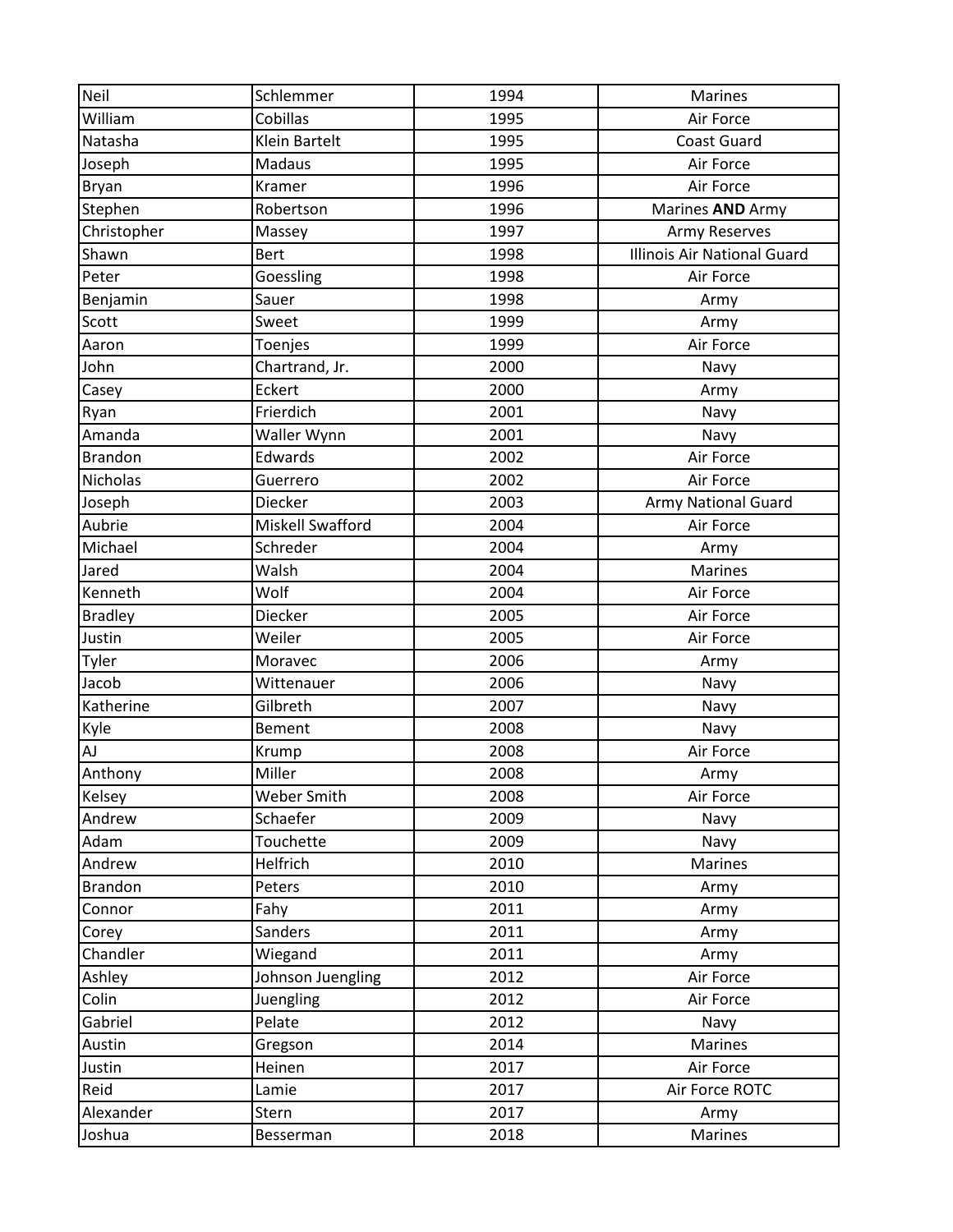| Neil | Schlemmer | 1994 | Marines |
|---|---|---|---|
| William | Cobillas | 1995 | Air Force |
| Natasha | Klein Bartelt | 1995 | Coast Guard |
| Joseph | Madaus | 1995 | Air Force |
| Bryan | Kramer | 1996 | Air Force |
| Stephen | Robertson | 1996 | Marines **AND** Army |
| Christopher | Massey | 1997 | Army Reserves |
| Shawn | Bert | 1998 | Illinois Air National Guard |
| Peter | Goessling | 1998 | Air Force |
| Benjamin | Sauer | 1998 | Army |
| Scott | Sweet | 1999 | Army |
| Aaron | Toenjes | 1999 | Air Force |
| John | Chartrand, Jr. | 2000 | Navy |
| Casey | Eckert | 2000 | Army |
| Ryan | Frierdich | 2001 | Navy |
| Amanda | Waller Wynn | 2001 | Navy |
| Brandon | Edwards | 2002 | Air Force |
| Nicholas | Guerrero | 2002 | Air Force |
| Joseph | Diecker | 2003 | Army National Guard |
| Aubrie | Miskell Swafford | 2004 | Air Force |
| Michael | Schreder | 2004 | Army |
| Jared | Walsh | 2004 | Marines |
| Kenneth | Wolf | 2004 | Air Force |
| Bradley | Diecker | 2005 | Air Force |
| Justin | Weiler | 2005 | Air Force |
| Tyler | Moravec | 2006 | Army |
| Jacob | Wittenauer | 2006 | Navy |
| Katherine | Gilbreth | 2007 | Navy |
| Kyle | Bement | 2008 | Navy |
| AJ | Krump | 2008 | Air Force |
| Anthony | Miller | 2008 | Army |
| Kelsey | Weber Smith | 2008 | Air Force |
| Andrew | Schaefer | 2009 | Navy |
| Adam | Touchette | 2009 | Navy |
| Andrew | Helfrich | 2010 | Marines |
| Brandon | Peters | 2010 | Army |
| Connor | Fahy | 2011 | Army |
| Corey | Sanders | 2011 | Army |
| Chandler | Wiegand | 2011 | Army |
| Ashley | Johnson Juengling | 2012 | Air Force |
| Colin | Juengling | 2012 | Air Force |
| Gabriel | Pelate | 2012 | Navy |
| Austin | Gregson | 2014 | Marines |
| Justin | Heinen | 2017 | Air Force |
| Reid | Lamie | 2017 | Air Force ROTC |
| Alexander | Stern | 2017 | Army |
| Joshua | Besserman | 2018 | Marines |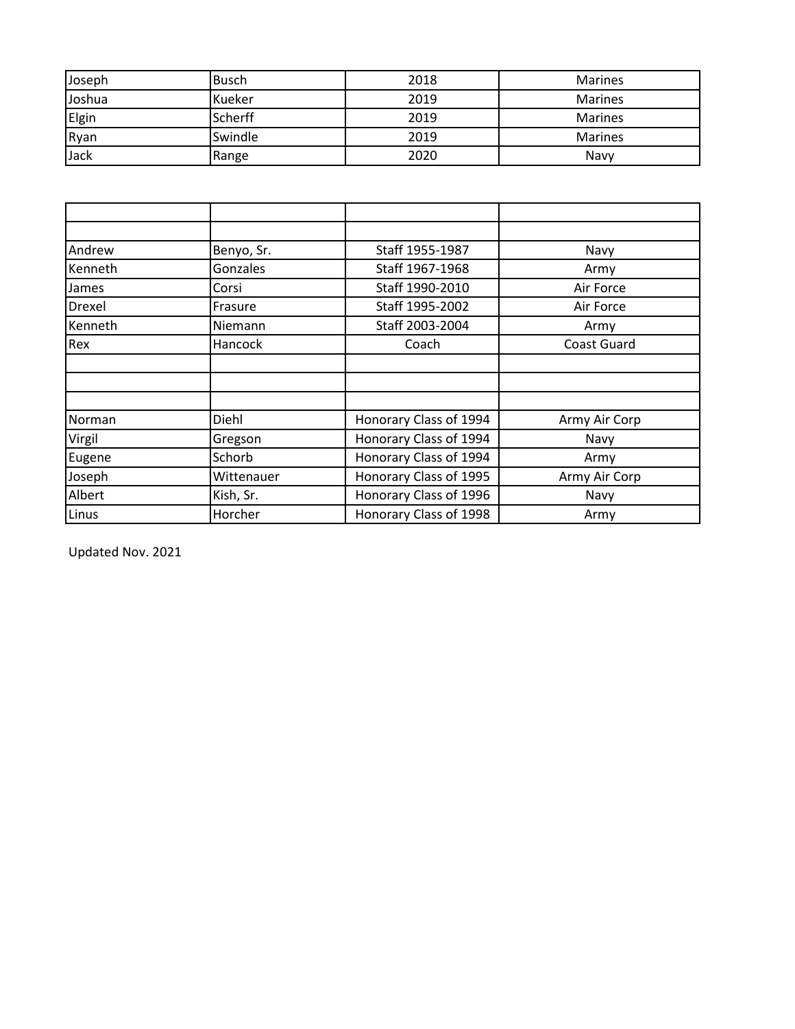| | | | |
|---|---|---|---|
| Joseph | Busch | 2018 | Marines |
| Joshua | Kueker | 2019 | Marines |
| Elgin | Scherff | 2019 | Marines |
| Ryan | Swindle | 2019 | Marines |
| Jack | Range | 2020 | Navy |

| | | | |
|---|---|---|---|
| | | | |
| | | | |
| Andrew | Benyo, Sr. | Staff 1955-1987 | Navy |
| Kenneth | Gonzales | Staff 1967-1968 | Army |
| James | Corsi | Staff 1990-2010 | Air Force |
| Drexel | Frasure | Staff 1995-2002 | Air Force |
| Kenneth | Niemann | Staff 2003-2004 | Army |
| Rex | Hancock | Coach | Coast Guard |
| | | | |
| | | | |
| | | | |
| Norman | Diehl | Honorary Class of 1994 | Army Air Corp |
| Virgil | Gregson | Honorary Class of 1994 | Navy |
| Eugene | Schorb | Honorary Class of 1994 | Army |
| Joseph | Wittenauer | Honorary Class of 1995 | Army Air Corp |
| Albert | Kish, Sr. | Honorary Class of 1996 | Navy |
| Linus | Horcher | Honorary Class of 1998 | Army |

Updated Nov. 2021